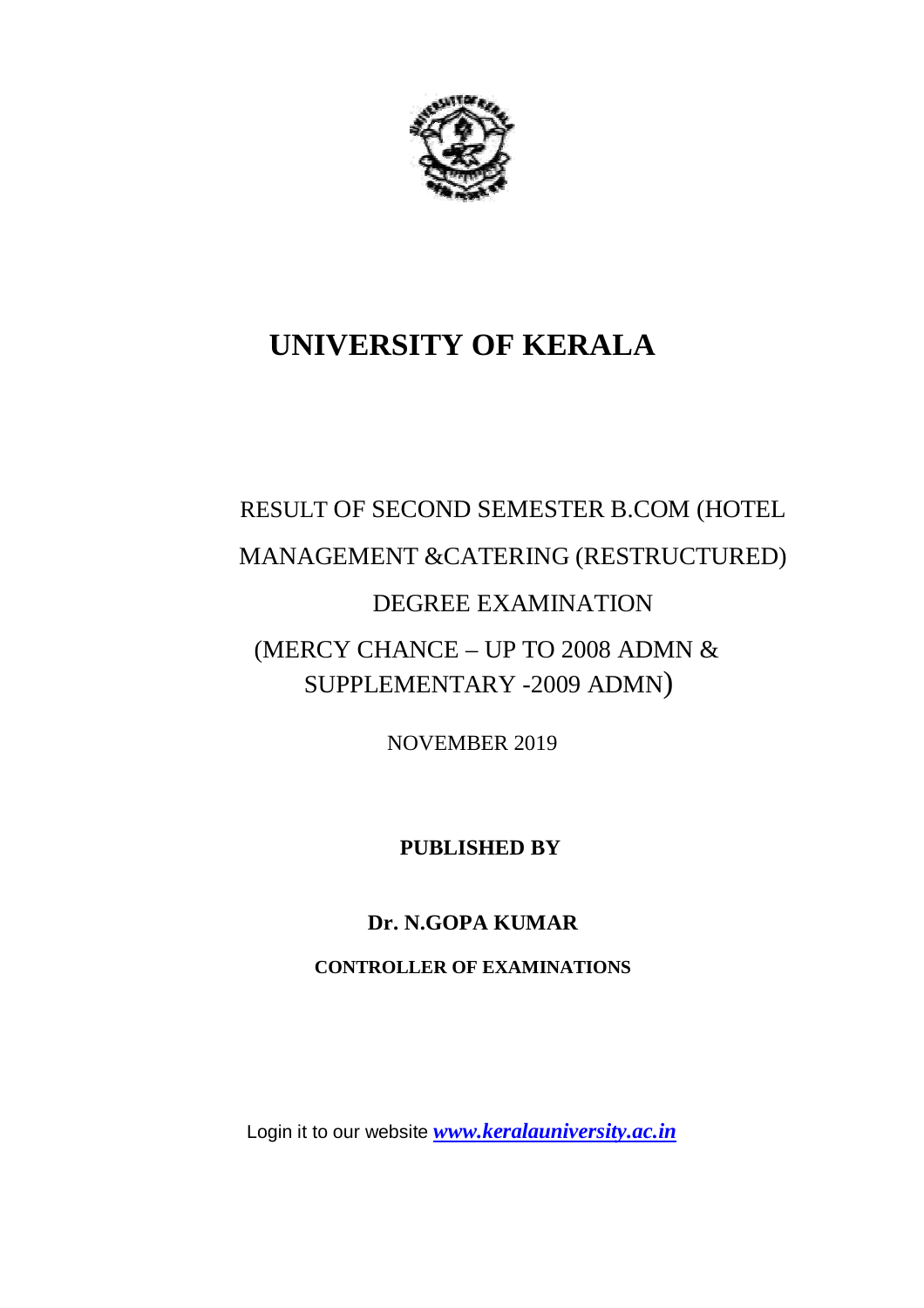# UNIVERSITY OF KERALA

RESULT OF SECOND SEMESTER B.COM (HOTEL MANAGEMENT &CATERING (RESTRUCTURED) DEGREE EXAMINATION

(MERCY CHANCE – UP TO 2008 ADMN & SUPPLEMENTARY -2009 ADMN)

NOVEMBER 2019

**PUBLISHED BY**

**Dr. N.GOPA KUMAR**

**CONTROLLER OF EXAMINATIONS**

Login it to our website ***www.keralauniversity.ac.in***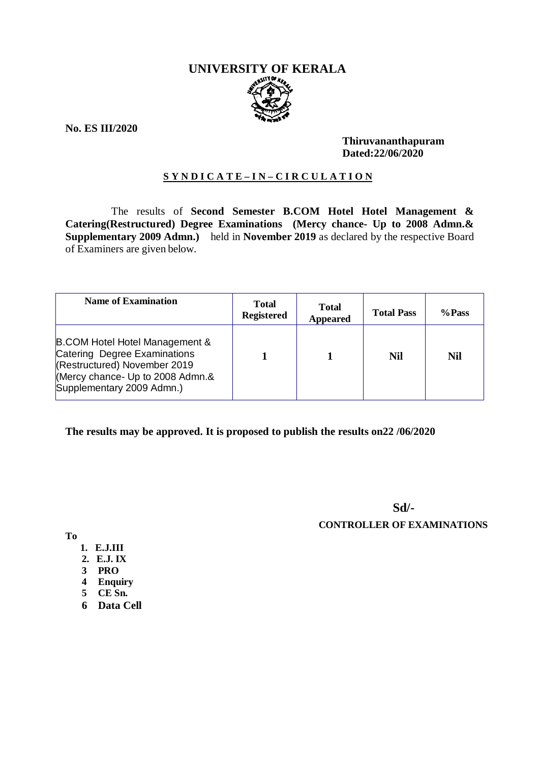# UNIVERSITY OF KERALA

**No. ES III/2020**

**Thiruvananthapuram**
**Dated:22/06/2020**

**S Y N D I C A T E – I N – C I R C U L A T I O N**

The results of **Second Semester B.COM Hotel Hotel Management & Catering(Restructured) Degree Examinations (Mercy chance- Up to 2008 Admn.& Supplementary 2009 Admn.)** held in **November 2019** as declared by the respective Board of Examiners are given below.

| Name of Examination | Total Registered | Total Appeared | Total Pass | %Pass |
|---|---|---|---|---|
| B.COM Hotel Hotel Management & Catering Degree Examinations (Restructured) November 2019 (Mercy chance- Up to 2008 Admn.& Supplementary 2009 Admn.) | **1** | **1** | **Nil** | **Nil** |

**The results may be approved. It is proposed to publish the results on22 /06/2020**

**Sd/-**
**CONTROLLER OF EXAMINATIONS**

**To**

1. **E.J.III**
2. **E.J. IX**
3. **PRO**
4. **Enquiry**
5. **CE Sn.**
6. **Data Cell**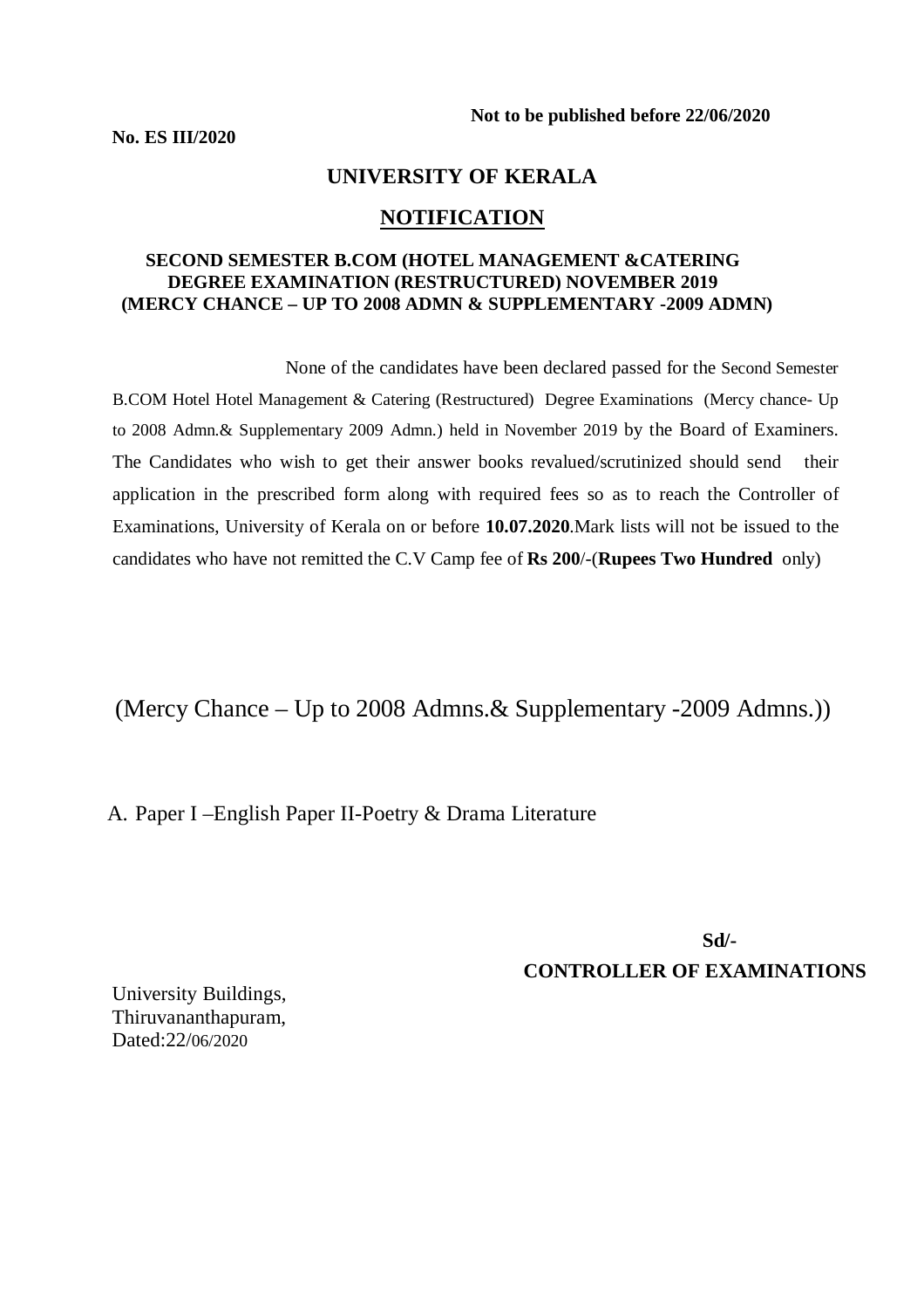**Not to be published before 22/06/2020**

**No. ES III/2020**

# UNIVERSITY OF KERALA

## NOTIFICATION

### SECOND SEMESTER B.COM (HOTEL MANAGEMENT &CATERING DEGREE EXAMINATION (RESTRUCTURED) NOVEMBER 2019 (MERCY CHANCE – UP TO 2008 ADMN & SUPPLEMENTARY -2009 ADMN)

None of the candidates have been declared passed for the Second Semester B.COM Hotel Hotel Management & Catering (Restructured) Degree Examinations (Mercy chance- Up to 2008 Admn.& Supplementary 2009 Admn.) held in November 2019 by the Board of Examiners. The Candidates who wish to get their answer books revalued/scrutinized should send their application in the prescribed form along with required fees so as to reach the Controller of Examinations, University of Kerala on or before **10.07.2020**.Mark lists will not be issued to the candidates who have not remitted the C.V Camp fee of **Rs 200**/-(**Rupees Two Hundred** only)

(Mercy Chance – Up to 2008 Admns.& Supplementary -2009 Admns.))

A. Paper I –English Paper II-Poetry & Drama Literature

**Sd/-**

**CONTROLLER OF EXAMINATIONS**

University Buildings,
Thiruvananthapuram,
Dated:22/06/2020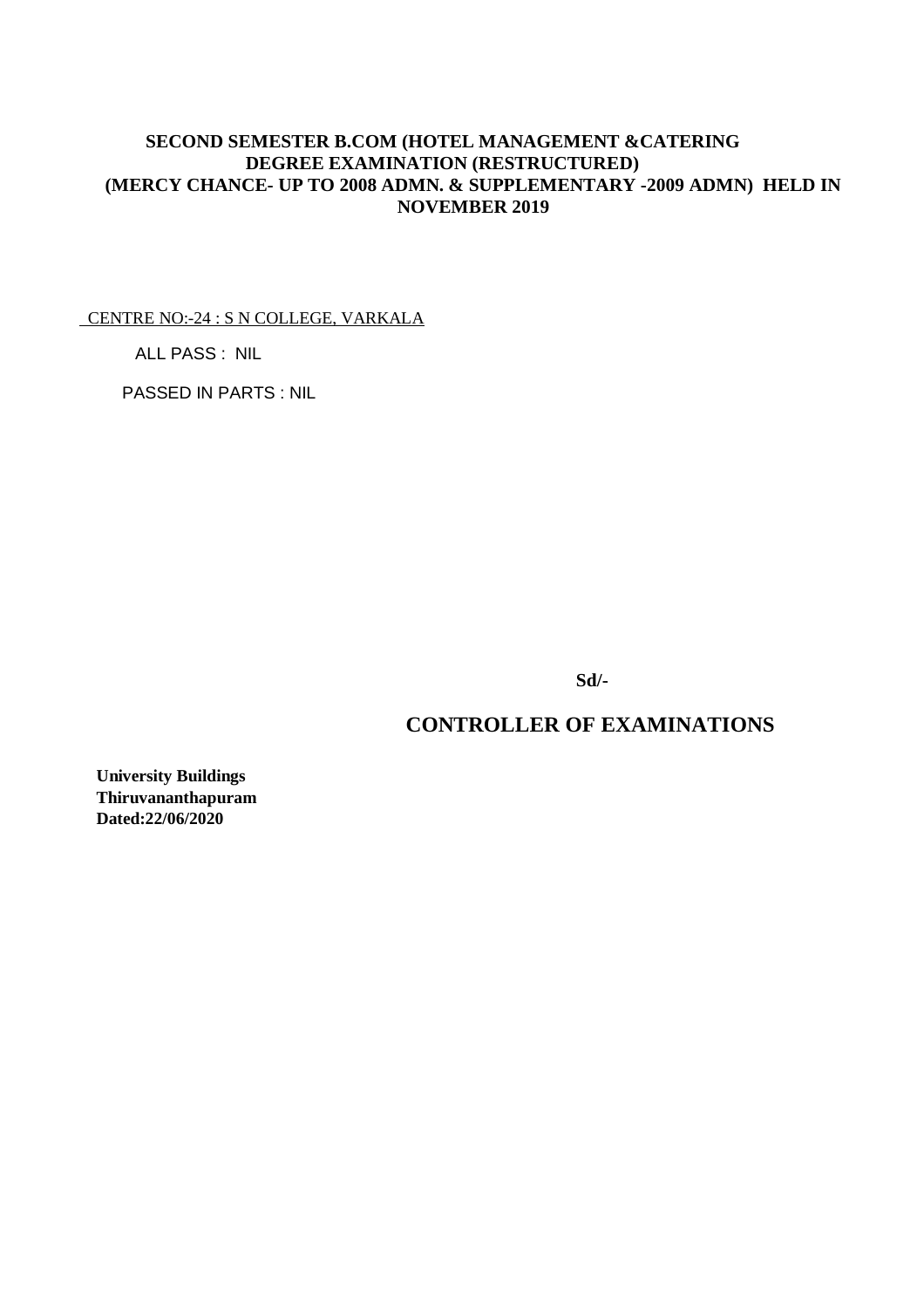**SECOND SEMESTER B.COM (HOTEL MANAGEMENT &CATERING DEGREE EXAMINATION (RESTRUCTURED) (MERCY CHANCE- UP TO 2008 ADMN. & SUPPLEMENTARY -2009 ADMN) HELD IN NOVEMBER 2019**

CENTRE NO:-24 : S N COLLEGE, VARKALA

ALL PASS : NIL

PASSED IN PARTS : NIL

**Sd/-**

**CONTROLLER OF EXAMINATIONS**

**University Buildings**
**Thiruvananthapuram**
**Dated:22/06/2020**